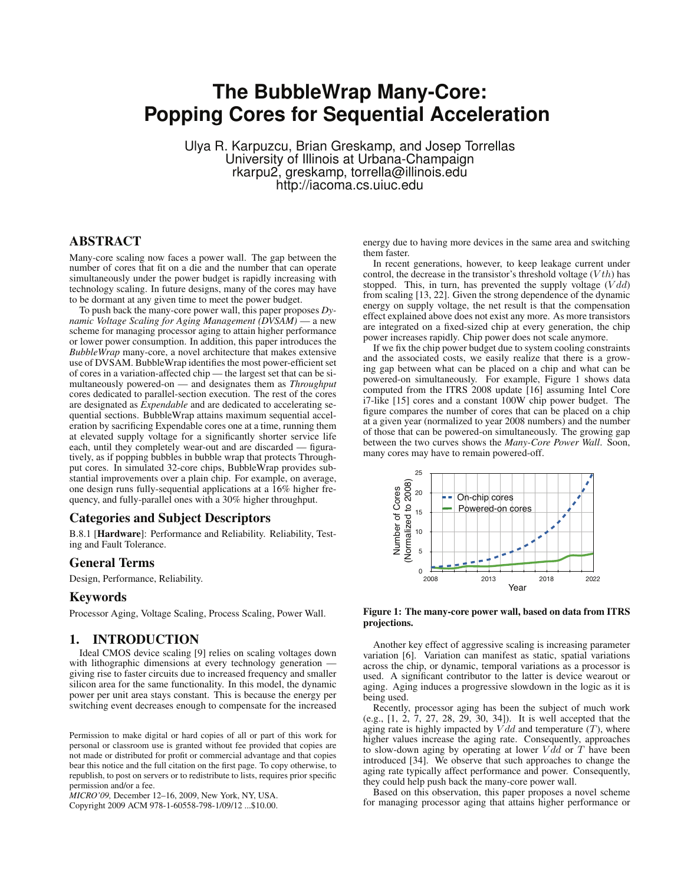# The BubbleWrap Many-Core: Popping Cores for Sequential Acceleration

Ulya R. Karpuzcu, Brian Greskamp, and Josep Torrellas
University of Illinois at Urbana-Champaign
rkarpu2, greskamp, torrella@illinois.edu
http://iacoma.cs.uiuc.edu

## ABSTRACT

Many-core scaling now faces a power wall. The gap between the number of cores that fit on a die and the number that can operate simultaneously under the power budget is rapidly increasing with technology scaling. In future designs, many of the cores may have to be dormant at any given time to meet the power budget.

To push back the many-core power wall, this paper proposes *Dynamic Voltage Scaling for Aging Management (DVSAM)* — a new scheme for managing processor aging to attain higher performance or lower power consumption. In addition, this paper introduces the *BubbleWrap* many-core, a novel architecture that makes extensive use of DVSAM. BubbleWrap identifies the most power-efficient set of cores in a variation-affected chip — the largest set that can be simultaneously powered-on — and designates them as *Throughput* cores dedicated to parallel-section execution. The rest of the cores are designated as *Expendable* and are dedicated to accelerating sequential sections. BubbleWrap attains maximum sequential acceleration by sacrificing Expendable cores one at a time, running them at elevated supply voltage for a significantly shorter service life each, until they completely wear-out and are discarded — figuratively, as if popping bubbles in bubble wrap that protects Throughput cores. In simulated 32-core chips, BubbleWrap provides substantial improvements over a plain chip. For example, on average, one design runs fully-sequential applications at a 16% higher frequency, and fully-parallel ones with a 30% higher throughput.

## Categories and Subject Descriptors

B.8.1 [**Hardware**]: Performance and Reliability. Reliability, Testing and Fault Tolerance.

## General Terms

Design, Performance, Reliability.

## Keywords

Processor Aging, Voltage Scaling, Process Scaling, Power Wall.

## 1. INTRODUCTION

Ideal CMOS device scaling [9] relies on scaling voltages down with lithographic dimensions at every technology generation — giving rise to faster circuits due to increased frequency and smaller silicon area for the same functionality. In this model, the dynamic power per unit area stays constant. This is because the energy per switching event decreases enough to compensate for the increased energy due to having more devices in the same area and switching them faster.

In recent generations, however, to keep leakage current under control, the decrease in the transistor's threshold voltage ($Vth$) has stopped. This, in turn, has prevented the supply voltage ($Vdd$) from scaling [13, 22]. Given the strong dependence of the dynamic energy on supply voltage, the net result is that the compensation effect explained above does not exist any more. As more transistors are integrated on a fixed-sized chip at every generation, the chip power increases rapidly. Chip power does not scale anymore.

If we fix the chip power budget due to system cooling constraints and the associated costs, we easily realize that there is a growing gap between what can be placed on a chip and what can be powered-on simultaneously. For example, Figure 1 shows data computed from the ITRS 2008 update [16] assuming Intel Core i7-like [15] cores and a constant 100W chip power budget. The figure compares the number of cores that can be placed on a chip at a given year (normalized to year 2008 numbers) and the number of those that can be powered-on simultaneously. The growing gap between the two curves shows the *Many-Core Power Wall*. Soon, many cores may have to remain powered-off.

**Figure 1: The many-core power wall, based on data from ITRS projections.**

Another key effect of aggressive scaling is increasing parameter variation [6]. Variation can manifest as static, spatial variations across the chip, or dynamic, temporal variations as a processor is used. A significant contributor to the latter is device wearout or aging. Aging induces a progressive slowdown in the logic as it is being used.

Recently, processor aging has been the subject of much work (e.g., [1, 2, 7, 27, 28, 29, 30, 34]). It is well accepted that the aging rate is highly impacted by $Vdd$ and temperature ($T$), where higher values increase the aging rate. Consequently, approaches to slow-down aging by operating at lower $Vdd$ or $T$ have been introduced [34]. We observe that such approaches to change the aging rate typically affect performance and power. Consequently, they could help push back the many-core power wall.

Based on this observation, this paper proposes a novel scheme for managing processor aging that attains higher performance or

Permission to make digital or hard copies of all or part of this work for personal or classroom use is granted without fee provided that copies are not made or distributed for profit or commercial advantage and that copies bear this notice and the full citation on the first page. To copy otherwise, to republish, to post on servers or to redistribute to lists, requires prior specific permission and/or a fee.
*MICRO'09,* December 12–16, 2009, New York, NY, USA.
Copyright 2009 ACM 978-1-60558-798-1/09/12 ...$10.00.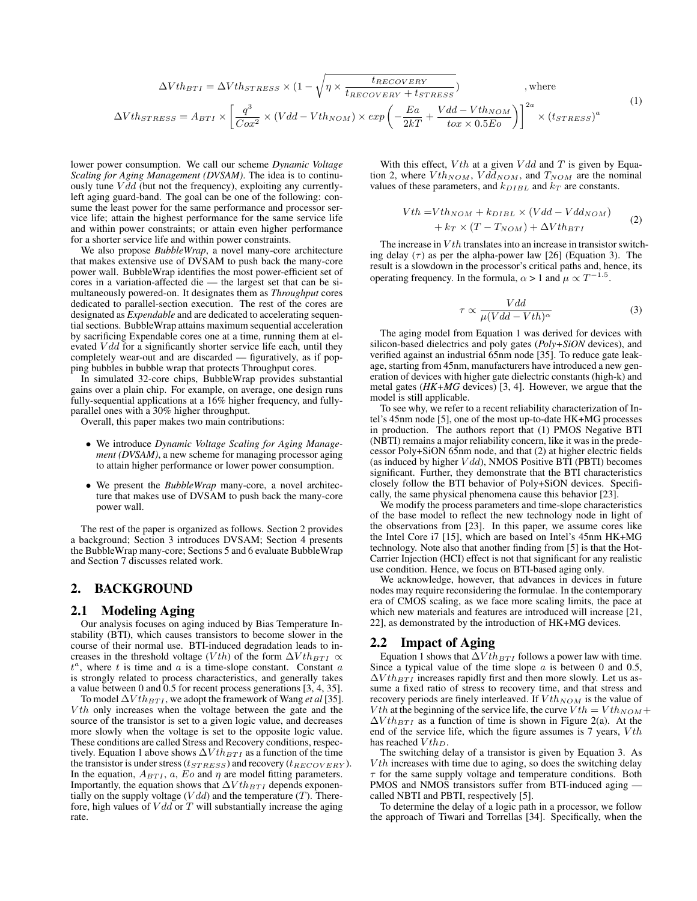$$
\begin{aligned}
\Delta Vth_{BTI} &= \Delta Vth_{STRESS} \times \left(1 - \sqrt{\eta \times \frac{t_{RECOVERY}}{t_{RECOVERY} + t_{STRESS}}}\right) \qquad \text{, where} \\
\Delta Vth_{STRESS} &= A_{BTI} \times \left[ \frac{q^3}{Cox^2} \times (Vdd - Vth_{NOM}) \times exp\left( -\frac{Ea}{2kT} + \frac{Vdd - Vth_{NOM}}{tox \times 0.5Eo} \right) \right]^{2a} \times (t_{STRESS})^a
\end{aligned}
\tag{1}
$$

lower power consumption. We call our scheme ***Dynamic Voltage Scaling for Aging Management (DVSAM)***. The idea is to continuously tune $Vdd$ (but not the frequency), exploiting any currently-left aging guard-band. The goal can be one of the following: consume the least power for the same performance and processor service life; attain the highest performance for the same service life and within power constraints; or attain even higher performance for a shorter service life and within power constraints.

We also propose ***BubbleWrap***, a novel many-core architecture that makes extensive use of DVSAM to push back the many-core power wall. BubbleWrap identifies the most power-efficient set of cores in a variation-affected die — the largest set that can be simultaneously powered-on. It designates them as ***Throughput*** cores dedicated to parallel-section execution. The rest of the cores are designated as ***Expendable*** and are dedicated to accelerating sequential sections. BubbleWrap attains maximum sequential acceleration by sacrificing Expendable cores one at a time, running them at elevated $Vdd$ for a significantly shorter service life each, until they completely wear-out and are discarded — figuratively, as if popping bubbles in bubble wrap that protects Throughput cores.

In simulated 32-core chips, BubbleWrap provides substantial gains over a plain chip. For example, on average, one design runs fully-sequential applications at a 16% higher frequency, and fully-parallel ones with a 30% higher throughput.

Overall, this paper makes two main contributions:

- We introduce *Dynamic Voltage Scaling for Aging Management (DVSAM)*, a new scheme for managing processor aging to attain higher performance or lower power consumption.
- We present the *BubbleWrap* many-core, a novel architecture that makes use of DVSAM to push back the many-core power wall.

The rest of the paper is organized as follows. Section 2 provides a background; Section 3 introduces DVSAM; Section 4 presents the BubbleWrap many-core; Sections 5 and 6 evaluate BubbleWrap and Section 7 discusses related work.

## 2. BACKGROUND

### 2.1 Modeling Aging

Our analysis focuses on aging induced by Bias Temperature Instability (BTI), which causes transistors to become slower in the course of their normal use. BTI-induced degradation leads to increases in the threshold voltage ($Vth$) of the form $\Delta Vth_{BTI} \propto t^a$, where $t$ is time and $a$ is a time-slope constant. Constant $a$ is strongly related to process characteristics, and generally takes a value between 0 and 0.5 for recent process generations [3, 4, 35].

To model $\Delta Vth_{BTI}$, we adopt the framework of Wang *et al* [35]. $Vth$ only increases when the voltage between the gate and the source of the transistor is set to a given logic value, and decreases more slowly when the voltage is set to the opposite logic value. These conditions are called Stress and Recovery conditions, respectively. Equation 1 above shows $\Delta Vth_{BTI}$ as a function of the time the transistor is under stress ($t_{STRESS}$) and recovery ($t_{RECOVERY}$). In the equation, $A_{BTI}$, $a$, $Eo$ and $\eta$ are model fitting parameters. Importantly, the equation shows that $\Delta Vth_{BTI}$ depends exponentially on the supply voltage ($Vdd$) and the temperature ($T$). Therefore, high values of $Vdd$ or $T$ will substantially increase the aging rate.

With this effect, $Vth$ at a given $Vdd$ and $T$ is given by Equation 2, where $Vth_{NOM}$, $Vdd_{NOM}$, and $T_{NOM}$ are the nominal values of these parameters, and $k_{DIBL}$ and $k_T$ are constants.

$$
\begin{aligned}
Vth = &Vth_{NOM} + k_{DIBL} \times (Vdd - Vdd_{NOM}) \\
&+ k_T \times (T - T_{NOM}) + \Delta Vth_{BTI}
\end{aligned}
\tag{2}
$$

The increase in $Vth$ translates into an increase in transistor switching delay ($\tau$) as per the alpha-power law [26] (Equation 3). The result is a slowdown in the processor's critical paths and, hence, its operating frequency. In the formula, $\alpha > 1$ and $\mu \propto T^{-1.5}$.

$$
\tau \propto \frac{Vdd}{\mu(Vdd - Vth)^{\alpha}}
\tag{3}
$$

The aging model from Equation 1 was derived for devices with silicon-based dielectrics and poly gates (***Poly+SiON*** devices), and verified against an industrial 65nm node [35]. To reduce gate leakage, starting from 45nm, manufacturers have introduced a new generation of devices with higher gate dielectric constants (high-k) and metal gates (***HK+MG*** devices) [3, 4]. However, we argue that the model is still applicable.

To see why, we refer to a recent reliability characterization of Intel's 45nm node [5], one of the most up-to-date HK+MG processes in production. The authors report that (1) PMOS Negative BTI (NBTI) remains a major reliability concern, like it was in the predecessor Poly+SiON 65nm node, and that (2) at higher electric fields (as induced by higher $Vdd$), NMOS Positive BTI (PBTI) becomes significant. Further, they demonstrate that the BTI characteristics closely follow the BTI behavior of Poly+SiON devices. Specifically, the same physical phenomena cause this behavior [23].

We modify the process parameters and time-slope characteristics of the base model to reflect the new technology node in light of the observations from [23]. In this paper, we assume cores like the Intel Core i7 [15], which are based on Intel's 45nm HK+MG technology. Note also that another finding from [5] is that the Hot-Carrier Injection (HCI) effect is not that significant for any realistic use condition. Hence, we focus on BTI-based aging only.

We acknowledge, however, that advances in devices in future nodes may require reconsidering the formulae. In the contemporary era of CMOS scaling, as we face more scaling limits, the pace at which new materials and features are introduced will increase [21, 22], as demonstrated by the introduction of HK+MG devices.

### 2.2 Impact of Aging

Equation 1 shows that $\Delta Vth_{BTI}$ follows a power law with time. Since a typical value of the time slope $a$ is between 0 and 0.5, $\Delta Vth_{BTI}$ increases rapidly first and then more slowly. Let us assume a fixed ratio of stress to recovery time, and that stress and recovery periods are finely interleaved. If $Vth_{NOM}$ is the value of $Vth$ at the beginning of the service life, the curve $Vth = Vth_{NOM} + \Delta Vth_{BTI}$ as a function of time is shown in Figure 2(a). At the end of the service life, which the figure assumes is 7 years, $Vth$ has reached $Vth_D$.

The switching delay of a transistor is given by Equation 3. As $Vth$ increases with time due to aging, so does the switching delay $\tau$ for the same supply voltage and temperature conditions. Both PMOS and NMOS transistors suffer from BTI-induced aging — called NBTI and PBTI, respectively [5].

To determine the delay of a logic path in a processor, we follow the approach of Tiwari and Torrellas [34]. Specifically, when the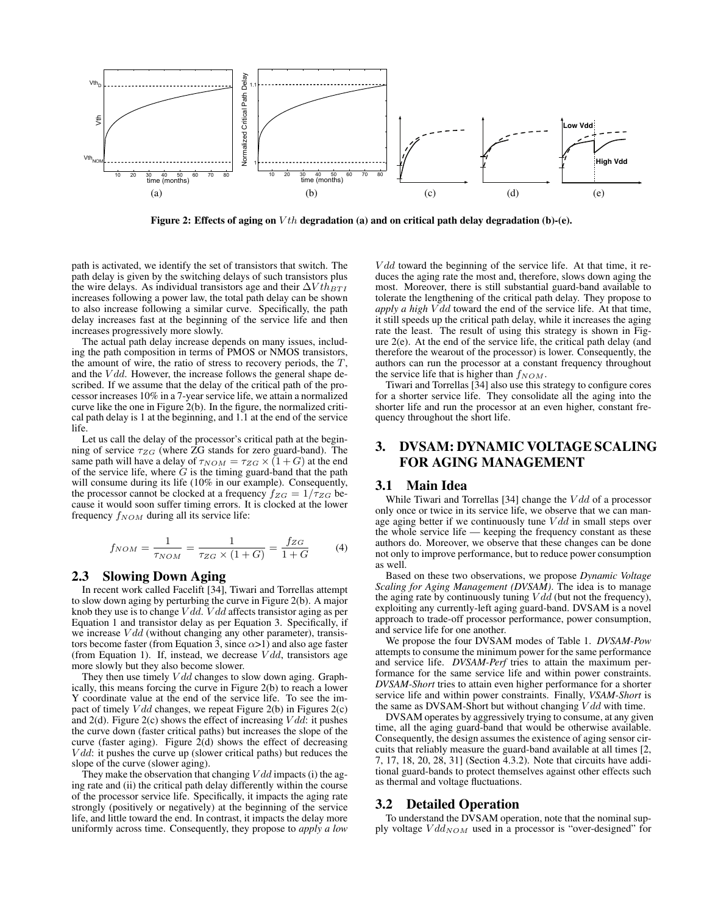Figure 2: Effects of aging on $Vth$ degradation (a) and on critical path delay degradation (b)-(e).

path is activated, we identify the set of transistors that switch. The path delay is given by the switching delays of such transistors plus the wire delays. As individual transistors age and their $\Delta Vth_{BTI}$ increases following a power law, the total path delay can be shown to also increase following a similar curve. Specifically, the path delay increases fast at the beginning of the service life and then increases progressively more slowly.

The actual path delay increase depends on many issues, including the path composition in terms of PMOS or NMOS transistors, the amount of wire, the ratio of stress to recovery periods, the $T$, and the $Vdd$. However, the increase follows the general shape described. If we assume that the delay of the critical path of the processor increases 10% in a 7-year service life, we attain a normalized curve like the one in Figure 2(b). In the figure, the normalized critical path delay is 1 at the beginning, and 1.1 at the end of the service life.

Let us call the delay of the processor's critical path at the beginning of service $\tau_{ZG}$ (where ZG stands for zero guard-band). The same path will have a delay of $\tau_{NOM} = \tau_{ZG} \times (1+G)$ at the end of the service life, where $G$ is the timing guard-band that the path will consume during its life (10% in our example). Consequently, the processor cannot be clocked at a frequency $f_{ZG} = 1/\tau_{ZG}$ because it would soon suffer timing errors. It is clocked at the lower frequency $f_{NOM}$ during all its service life:

$$f_{NOM} = \frac{1}{\tau_{NOM}} = \frac{1}{\tau_{ZG} \times (1+G)} = \frac{f_{ZG}}{1+G} \qquad (4)$$

## 2.3 Slowing Down Aging

In recent work called Facelift [34], Tiwari and Torrellas attempt to slow down aging by perturbing the curve in Figure 2(b). A major knob they use is to change $Vdd$. $Vdd$ affects transistor aging as per Equation 1 and transistor delay as per Equation 3. Specifically, if we increase $Vdd$ (without changing any other parameter), transistors become faster (from Equation 3, since $\alpha$>1) and also age faster (from Equation 1). If, instead, we decrease $Vdd$, transistors age more slowly but they also become slower.

They then use timely $Vdd$ changes to slow down aging. Graphically, this means forcing the curve in Figure 2(b) to reach a lower Y coordinate value at the end of the service life. To see the impact of timely $Vdd$ changes, we repeat Figure 2(b) in Figures 2(c) and 2(d). Figure 2(c) shows the effect of increasing $Vdd$: it pushes the curve down (faster critical paths) but increases the slope of the curve (faster aging). Figure 2(d) shows the effect of decreasing $Vdd$: it pushes the curve up (slower critical paths) but reduces the slope of the curve (slower aging).

They make the observation that changing $Vdd$ impacts (i) the aging rate and (ii) the critical path delay differently within the course of the processor service life. Specifically, it impacts the aging rate strongly (positively or negatively) at the beginning of the service life, and little toward the end. In contrast, it impacts the delay more uniformly across time. Consequently, they propose to *apply a low $Vdd$ toward the beginning of the service life*. At that time, it reduces the aging rate the most and, therefore, slows down aging the most. Moreover, there is still substantial guard-band available to tolerate the lengthening of the critical path delay. They propose to *apply a high $Vdd$ toward the end of the service life*. At that time, it still speeds up the critical path delay, while it increases the aging rate the least. The result of using this strategy is shown in Figure 2(e). At the end of the service life, the critical path delay (and therefore the wearout of the processor) is lower. Consequently, the authors can run the processor at a constant frequency throughout the service life that is higher than $f_{NOM}$.

Tiwari and Torrellas [34] also use this strategy to configure cores for a shorter service life. They consolidate all the aging into the shorter life and run the processor at an even higher, constant frequency throughout the short life.

# 3. DVSAM: DYNAMIC VOLTAGE SCALING FOR AGING MANAGEMENT

## 3.1 Main Idea

While Tiwari and Torrellas [34] change the $Vdd$ of a processor only once or twice in its service life, we observe that we can manage aging better if we continuously tune $Vdd$ in small steps over the whole service life — keeping the frequency constant as these authors do. Moreover, we observe that these changes can be done not only to improve performance, but to reduce power consumption as well.

Based on these two observations, we propose *Dynamic Voltage Scaling for Aging Management (DVSAM)*. The idea is to manage the aging rate by continuously tuning $Vdd$ (but not the frequency), exploiting any currently-left aging guard-band. DVSAM is a novel approach to trade-off processor performance, power consumption, and service life for one another.

We propose the four DVSAM modes of Table 1. *DVSAM-Pow* attempts to consume the minimum power for the same performance and service life. *DVSAM-Perf* tries to attain the maximum performance for the same service life and within power constraints. *DVSAM-Short* tries to attain even higher performance for a shorter service life and within power constraints. Finally, *VSAM-Short* is the same as DVSAM-Short but without changing $Vdd$ with time.

DVSAM operates by aggressively trying to consume, at any given time, all the aging guard-band that would be otherwise available. Consequently, the design assumes the existence of aging sensor circuits that reliably measure the guard-band available at all times [2, 7, 17, 18, 20, 28, 31] (Section 4.3.2). Note that circuits have additional guard-bands to protect themselves against other effects such as thermal and voltage fluctuations.

## 3.2 Detailed Operation

To understand the DVSAM operation, note that the nominal supply voltage $Vdd_{NOM}$ used in a processor is "over-designed" for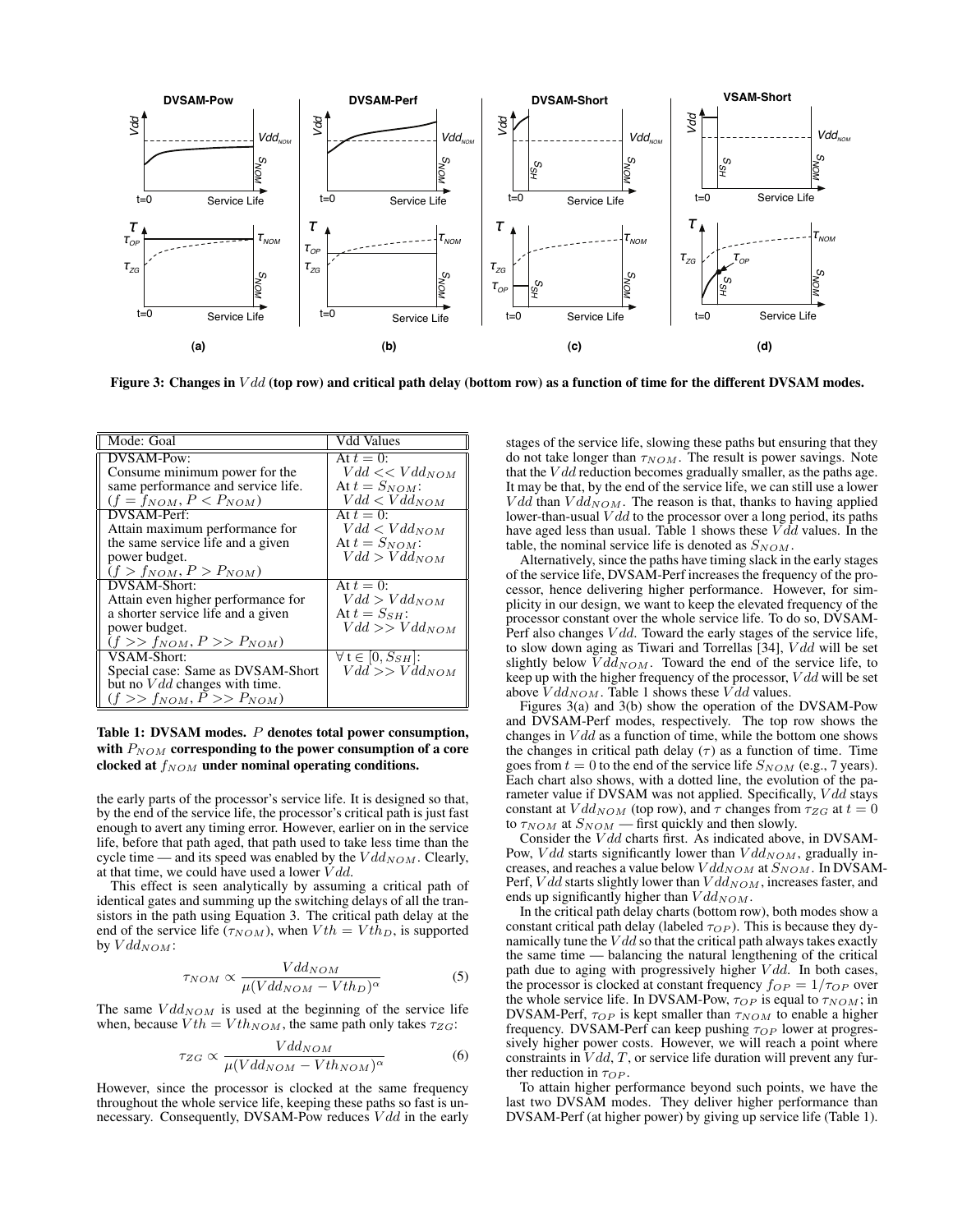Figure 3: Changes in $Vdd$ (top row) and critical path delay (bottom row) as a function of time for the different DVSAM modes.

| Mode: Goal | Vdd Values |
|---|---|
| DVSAM-Pow: Consume minimum power for the same performance and service life. ($f = f_{NOM}, P < P_{NOM}$) | At $t = 0$: $Vdd << Vdd_{NOM}$ At $t = S_{NOM}$: $Vdd < Vdd_{NOM}$ |
| DVSAM-Perf: Attain maximum performance for the same service life and a given power budget. ($f > f_{NOM}, P > P_{NOM}$) | At $t = 0$: $Vdd < Vdd_{NOM}$ At $t = S_{NOM}$: $Vdd > Vdd_{NOM}$ |
| DVSAM-Short: Attain even higher performance for a shorter service life and a given power budget. ($f >> f_{NOM}, P >> P_{NOM}$) | At $t = 0$: $Vdd > Vdd_{NOM}$ At $t = S_{SH}$: $Vdd >> Vdd_{NOM}$ |
| VSAM-Short: Special case: Same as DVSAM-Short but no $Vdd$ changes with time. ($f >> f_{NOM}, P >> P_{NOM}$) | $\forall$ t $\in [0, S_{SH}]$: $Vdd >> Vdd_{NOM}$ |

**Table 1: DVSAM modes. $P$ denotes total power consumption, with $P_{NOM}$ corresponding to the power consumption of a core clocked at $f_{NOM}$ under nominal operating conditions.**

the early parts of the processor's service life. It is designed so that, by the end of the service life, the processor's critical path is just fast enough to avert any timing error. However, earlier on in the service life, before that path aged, that path used to take less time than the cycle time — and its speed was enabled by the $Vdd_{NOM}$. Clearly, at that time, we could have used a lower $Vdd$.

This effect is seen analytically by assuming a critical path of identical gates and summing up the switching delays of all the transistors in the path using Equation 3. The critical path delay at the end of the service life ($\tau_{NOM}$), when $Vth = Vth_D$, is supported by $Vdd_{NOM}$:

$$\tau_{NOM} \propto \frac{Vdd_{NOM}}{\mu(Vdd_{NOM} - Vth_D)^{\alpha}} \tag{5}$$

The same $Vdd_{NOM}$ is used at the beginning of the service life when, because $Vth = Vth_{NOM}$, the same path only takes $\tau_{ZG}$:

$$\tau_{ZG} \propto \frac{Vdd_{NOM}}{\mu(Vdd_{NOM} - Vth_{NOM})^{\alpha}} \tag{6}$$

However, since the processor is clocked at the same frequency throughout the whole service life, keeping these paths so fast is unnecessary. Consequently, DVSAM-Pow reduces $Vdd$ in the early stages of the service life, slowing these paths but ensuring that they do not take longer than $\tau_{NOM}$. The result is power savings. Note that the $Vdd$ reduction becomes gradually smaller, as the paths age. It may be that, by the end of the service life, we can still use a lower $Vdd$ than $Vdd_{NOM}$. The reason is that, thanks to having applied lower-than-usual $Vdd$ to the processor over a long period, its paths have aged less than usual. Table 1 shows these $Vdd$ values. In the table, the nominal service life is denoted as $S_{NOM}$.

Alternatively, since the paths have timing slack in the early stages of the service life, DVSAM-Perf increases the frequency of the processor, hence delivering higher performance. However, for simplicity in our design, we want to keep the elevated frequency of the processor constant over the whole service life. To do so, DVSAM-Perf also changes $Vdd$. Toward the early stages of the service life, to slow down aging as Tiwari and Torrellas [34], $Vdd$ will be set slightly below $Vdd_{NOM}$. Toward the end of the service life, to keep up with the higher frequency of the processor, $Vdd$ will be set above $Vdd_{NOM}$. Table 1 shows these $Vdd$ values.

Figures 3(a) and 3(b) show the operation of the DVSAM-Pow and DVSAM-Perf modes, respectively. The top row shows the changes in $Vdd$ as a function of time, while the bottom one shows the changes in critical path delay ($\tau$) as a function of time. Time goes from $t = 0$ to the end of the service life $S_{NOM}$ (e.g., 7 years). Each chart also shows, with a dotted line, the evolution of the parameter value if DVSAM was not applied. Specifically, $Vdd$ stays constant at $Vdd_{NOM}$ (top row), and $\tau$ changes from $\tau_{ZG}$ at $t = 0$ to $\tau_{NOM}$ at $S_{NOM}$ — first quickly and then slowly.

Consider the $Vdd$ charts first. As indicated above, in DVSAM-Pow, $Vdd$ starts significantly lower than $Vdd_{NOM}$, gradually increases, and reaches a value below $Vdd_{NOM}$ at $S_{NOM}$. In DVSAM-Perf, $Vdd$ starts slightly lower than $Vdd_{NOM}$, increases faster, and ends up significantly higher than $Vdd_{NOM}$.

In the critical path delay charts (bottom row), both modes show a constant critical path delay (labeled $\tau_{OP}$). This is because they dynamically tune the $Vdd$ so that the critical path always takes exactly the same time — balancing the natural lengthening of the critical path due to aging with progressively higher $Vdd$. In both cases, the processor is clocked at constant frequency $f_{OP} = 1/\tau_{OP}$ over the whole service life. In DVSAM-Pow, $\tau_{OP}$ is equal to $\tau_{NOM}$; in DVSAM-Perf, $\tau_{OP}$ is kept smaller than $\tau_{NOM}$ to enable a higher frequency. DVSAM-Perf can keep pushing $\tau_{OP}$ lower at progressively higher power costs. However, we will reach a point where constraints in $Vdd$, $T$, or service life duration will prevent any further reduction in $\tau_{OP}$.

To attain higher performance beyond such points, we have the last two DVSAM modes. They deliver higher performance than DVSAM-Perf (at higher power) by giving up service life (Table 1).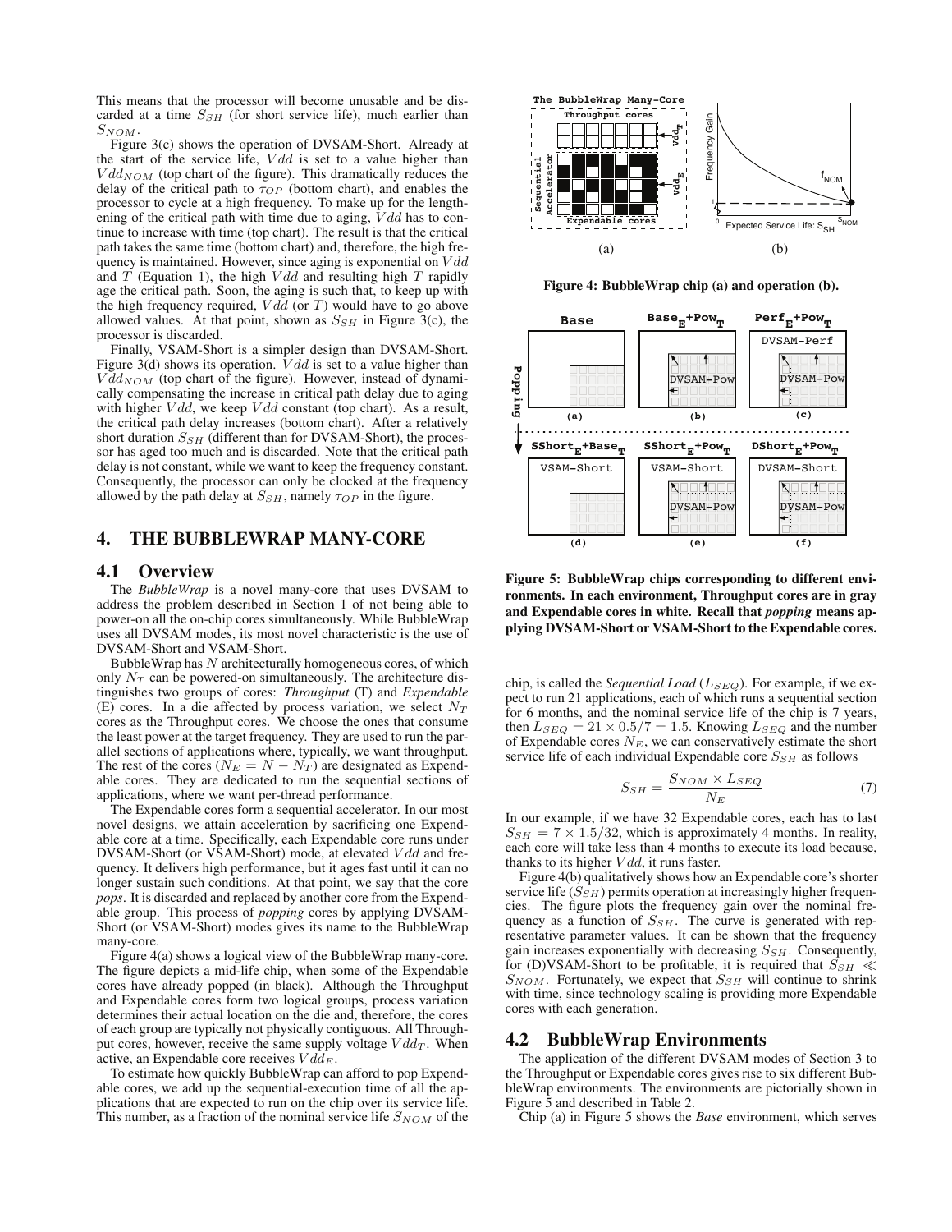This means that the processor will become unusable and be discarded at a time $S_{SH}$ (for short service life), much earlier than $S_{NOM}$.

Figure 3(c) shows the operation of DVSAM-Short. Already at the start of the service life, $Vdd$ is set to a value higher than $Vdd_{NOM}$ (top chart of the figure). This dramatically reduces the delay of the critical path to $\tau_{OP}$ (bottom chart), and enables the processor to cycle at a high frequency. To make up for the lengthening of the critical path with time due to aging, $Vdd$ has to continue to increase with time (top chart). The result is that the critical path takes the same time (bottom chart) and, therefore, the high frequency is maintained. However, since aging is exponential on $Vdd$ and $T$ (Equation 1), the high $Vdd$ and resulting high $T$ rapidly age the critical path. Soon, the aging is such that, to keep up with the high frequency required, $Vdd$ (or $T$) would have to go above allowed values. At that point, shown as $S_{SH}$ in Figure 3(c), the processor is discarded.

Finally, VSAM-Short is a simpler design than DVSAM-Short. Figure 3(d) shows its operation. $Vdd$ is set to a value higher than $Vdd_{NOM}$ (top chart of the figure). However, instead of dynamically compensating the increase in critical path delay due to aging with higher $Vdd$, we keep $Vdd$ constant (top chart). As a result, the critical path delay increases (bottom chart). After a relatively short duration $S_{SH}$ (different than for DVSAM-Short), the processor has aged too much and is discarded. Note that the critical path delay is not constant, while we want to keep the frequency constant. Consequently, the processor can only be clocked at the frequency allowed by the path delay at $S_{SH}$, namely $\tau_{OP}$ in the figure.

## 4. THE BUBBLEWRAP MANY-CORE

### 4.1 Overview

The *BubbleWrap* is a novel many-core that uses DVSAM to address the problem described in Section 1 of not being able to power-on all the on-chip cores simultaneously. While BubbleWrap uses all DVSAM modes, its most novel characteristic is the use of DVSAM-Short and VSAM-Short.

BubbleWrap has $N$ architecturally homogeneous cores, of which only $N_T$ can be powered-on simultaneously. The architecture distinguishes two groups of cores: *Throughput* (T) and *Expendable* (E) cores. In a die affected by process variation, we select $N_T$ cores as the Throughput cores. We choose the ones that consume the least power at the target frequency. They are used to run the parallel sections of applications where, typically, we want throughput. The rest of the cores ($N_E = N - N_T$) are designated as Expendable cores. They are dedicated to run the sequential sections of applications, where we want per-thread performance.

The Expendable cores form a sequential accelerator. In our most novel designs, we attain acceleration by sacrificing one Expendable core at a time. Specifically, each Expendable core runs under DVSAM-Short (or VSAM-Short) mode, at elevated $Vdd$ and frequency. It delivers high performance, but it ages fast until it can no longer sustain such conditions. At that point, we say that the core *pops*. It is discarded and replaced by another core from the Expendable group. This process of *popping* cores by applying DVSAM-Short (or VSAM-Short) modes gives its name to the BubbleWrap many-core.

Figure 4(a) shows a logical view of the BubbleWrap many-core. The figure depicts a mid-life chip, when some of the Expendable cores have already popped (in black). Although the Throughput and Expendable cores form two logical groups, process variation determines their actual location on the die and, therefore, the cores of each group are typically not physically contiguous. All Throughput cores, however, receive the same supply voltage $Vdd_T$. When active, an Expendable core receives $Vdd_E$.

To estimate how quickly BubbleWrap can afford to pop Expendable cores, we add up the sequential-execution time of all the applications that are expected to run on the chip over its service life. This number, as a fraction of the nominal service life $S_{NOM}$ of the chip, is called the *Sequential Load* ($L_{SEQ}$). For example, if we expect to run 21 applications, each of which runs a sequential section for 6 months, and the nominal service life of the chip is 7 years, then $L_{SEQ} = 21 \times 0.5/7 = 1.5$. Knowing $L_{SEQ}$ and the number of Expendable cores $N_E$, we can conservatively estimate the short service life of each individual Expendable core $S_{SH}$ as follows

$$S_{SH} = \frac{S_{NOM} \times L_{SEQ}}{N_E} \tag{7}$$

In our example, if we have 32 Expendable cores, each has to last $S_{SH} = 7 \times 1.5/32$, which is approximately 4 months. In reality, each core will take less than 4 months to execute its load because, thanks to its higher $Vdd$, it runs faster.

Figure 4(b) qualitatively shows how an Expendable core's shorter service life ($S_{SH}$) permits operation at increasingly higher frequencies. The figure plots the frequency gain over the nominal frequency as a function of $S_{SH}$. The curve is generated with representative parameter values. It can be shown that the frequency gain increases exponentially with decreasing $S_{SH}$. Consequently, for (D)VSAM-Short to be profitable, it is required that $S_{SH} \ll S_{NOM}$. Fortunately, we expect that $S_{SH}$ will continue to shrink with time, since technology scaling is providing more Expendable cores with each generation.

**Figure 4: BubbleWrap chip (a) and operation (b).**

**Figure 5: BubbleWrap chips corresponding to different environments. In each environment, Throughput cores are in gray and Expendable cores in white. Recall that *popping* means applying DVSAM-Short or VSAM-Short to the Expendable cores.**

### 4.2 BubbleWrap Environments

The application of the different DVSAM modes of Section 3 to the Throughput or Expendable cores gives rise to six different BubbleWrap environments. The environments are pictorially shown in Figure 5 and described in Table 2.

Chip (a) in Figure 5 shows the *Base* environment, which serves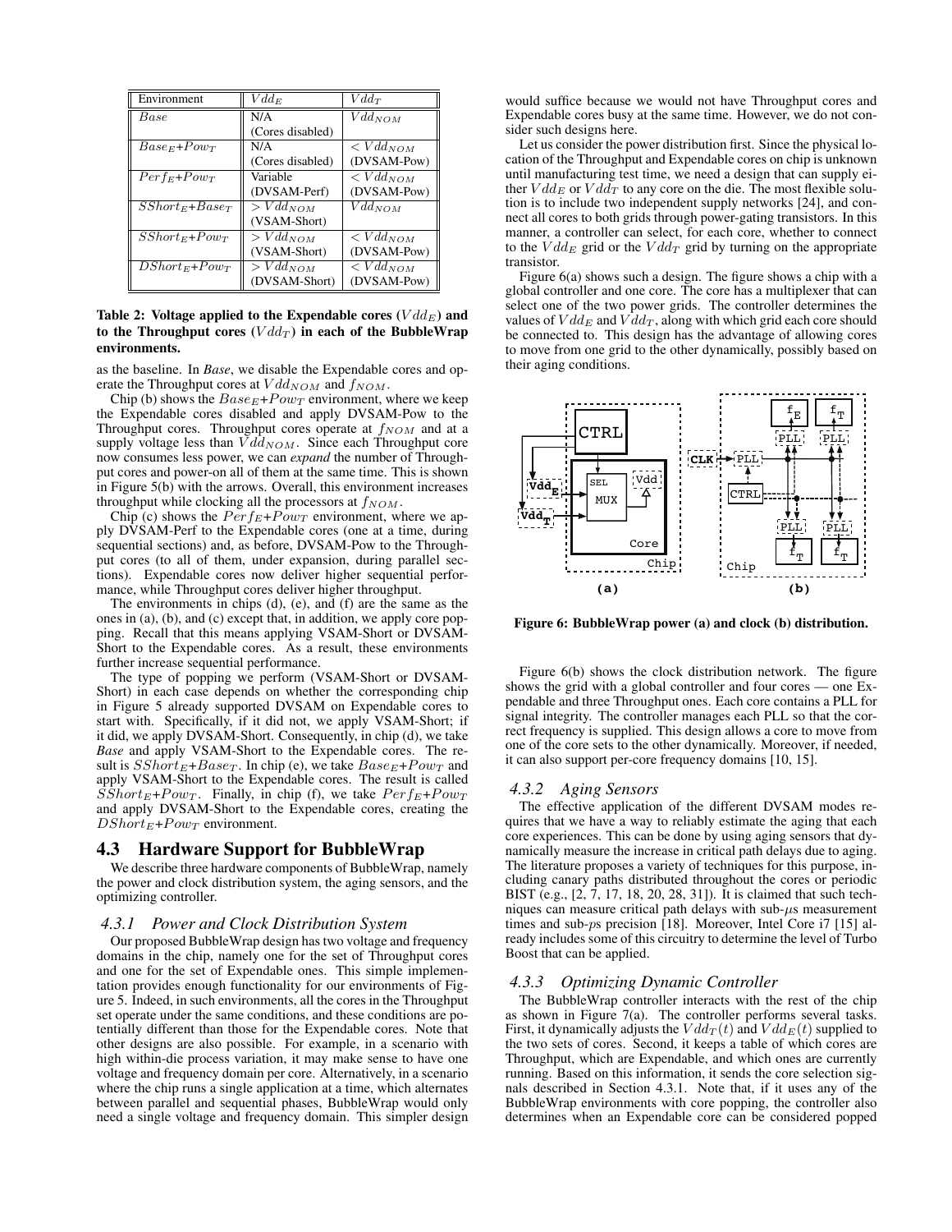| Environment | $Vdd_E$ | $Vdd_T$ |
|---|---|---|
| $Base$ | N/A (Cores disabled) | $Vdd_{NOM}$ |
| $Base_E$+$Pow_T$ | N/A (Cores disabled) | $< Vdd_{NOM}$ (DVSAM-Pow) |
| $Perf_E$+$Pow_T$ | Variable (DVSAM-Perf) | $< Vdd_{NOM}$ (DVSAM-Pow) |
| $SShort_E$+$Base_T$ | $> Vdd_{NOM}$ (VSAM-Short) | $Vdd_{NOM}$ |
| $SShort_E$+$Pow_T$ | $> Vdd_{NOM}$ (VSAM-Short) | $< Vdd_{NOM}$ (DVSAM-Pow) |
| $DShort_E$+$Pow_T$ | $> Vdd_{NOM}$ (DVSAM-Short) | $< Vdd_{NOM}$ (DVSAM-Pow) |

**Table 2: Voltage applied to the Expendable cores ($Vdd_E$) and to the Throughput cores ($Vdd_T$) in each of the BubbleWrap environments.**

as the baseline. In *Base*, we disable the Expendable cores and operate the Throughput cores at $Vdd_{NOM}$ and $f_{NOM}$.

Chip (b) shows the $Base_E$+$Pow_T$ environment, where we keep the Expendable cores disabled and apply DVSAM-Pow to the Throughput cores. Throughput cores operate at $f_{NOM}$ and at a supply voltage less than $Vdd_{NOM}$. Since each Throughput core now consumes less power, we can *expand* the number of Throughput cores and power-on all of them at the same time. This is shown in Figure 5(b) with the arrows. Overall, this environment increases throughput while clocking all the processors at $f_{NOM}$.

Chip (c) shows the $Perf_E$+$Pow_T$ environment, where we apply DVSAM-Perf to the Expendable cores (one at a time, during sequential sections) and, as before, DVSAM-Pow to the Throughput cores (to all of them, under expansion, during parallel sections). Expendable cores now deliver higher sequential performance, while Throughput cores deliver higher throughput.

The environments in chips (d), (e), and (f) are the same as the ones in (a), (b), and (c) except that, in addition, we apply core popping. Recall that this means applying VSAM-Short or DVSAM-Short to the Expendable cores. As a result, these environments further increase sequential performance.

The type of popping we perform (VSAM-Short or DVSAM-Short) in each case depends on whether the corresponding chip in Figure 5 already supported DVSAM on Expendable cores to start with. Specifically, if it did not, we apply VSAM-Short; if it did, we apply DVSAM-Short. Consequently, in chip (d), we take *Base* and apply VSAM-Short to the Expendable cores. The result is $SShort_E$+$Base_T$. In chip (e), we take $Base_E$+$Pow_T$ and apply VSAM-Short to the Expendable cores. The result is called $SShort_E$+$Pow_T$. Finally, in chip (f), we take $Perf_E$+$Pow_T$ and apply DVSAM-Short to the Expendable cores, creating the $DShort_E$+$Pow_T$ environment.

## 4.3 Hardware Support for BubbleWrap

We describe three hardware components of BubbleWrap, namely the power and clock distribution system, the aging sensors, and the optimizing controller.

### 4.3.1 Power and Clock Distribution System

Our proposed BubbleWrap design has two voltage and frequency domains in the chip, namely one for the set of Throughput cores and one for the set of Expendable ones. This simple implementation provides enough functionality for our environments of Figure 5. Indeed, in such environments, all the cores in the Throughput set operate under the same conditions, and these conditions are potentially different than those for the Expendable cores. Note that other designs are also possible. For example, in a scenario with high within-die process variation, it may make sense to have one voltage and frequency domain per core. Alternatively, in a scenario where the chip runs a single application at a time, which alternates between parallel and sequential phases, BubbleWrap would only need a single voltage and frequency domain. This simpler design would suffice because we would not have Throughput cores and Expendable cores busy at the same time. However, we do not consider such designs here.

Let us consider the power distribution first. Since the physical location of the Throughput and Expendable cores on chip is unknown until manufacturing test time, we need a design that can supply either $Vdd_E$ or $Vdd_T$ to any core on the die. The most flexible solution is to include two independent supply networks [24], and connect all cores to both grids through power-gating transistors. In this manner, a controller can select, for each core, whether to connect to the $Vdd_E$ grid or the $Vdd_T$ grid by turning on the appropriate transistor.

Figure 6(a) shows such a design. The figure shows a chip with a global controller and one core. The core has a multiplexer that can select one of the two power grids. The controller determines the values of $Vdd_E$ and $Vdd_T$, along with which grid each core should be connected to. This design has the advantage of allowing cores to move from one grid to the other dynamically, possibly based on their aging conditions.

**Figure 6: BubbleWrap power (a) and clock (b) distribution.**

Figure 6(b) shows the clock distribution network. The figure shows the grid with a global controller and four cores — one Expendable and three Throughput ones. Each core contains a PLL for signal integrity. The controller manages each PLL so that the correct frequency is supplied. This design allows a core to move from one of the core sets to the other dynamically. Moreover, if needed, it can also support per-core frequency domains [10, 15].

### 4.3.2 Aging Sensors

The effective application of the different DVSAM modes requires that we have a way to reliably estimate the aging that each core experiences. This can be done by using aging sensors that dynamically measure the increase in critical path delays due to aging. The literature proposes a variety of techniques for this purpose, including canary paths distributed throughout the cores or periodic BIST (e.g., [2, 7, 17, 18, 20, 28, 31]). It is claimed that such techniques can measure critical path delays with sub-$\mu$s measurement times and sub-$p$s precision [18]. Moreover, Intel Core i7 [15] already includes some of this circuitry to determine the level of Turbo Boost that can be applied.

### 4.3.3 Optimizing Dynamic Controller

The BubbleWrap controller interacts with the rest of the chip as shown in Figure 7(a). The controller performs several tasks. First, it dynamically adjusts the $Vdd_T(t)$ and $Vdd_E(t)$ supplied to the two sets of cores. Second, it keeps a table of which cores are Throughput, which are Expendable, and which ones are currently running. Based on this information, it sends the core selection signals described in Section 4.3.1. Note that, if it uses any of the BubbleWrap environments with core popping, the controller also determines when an Expendable core can be considered popped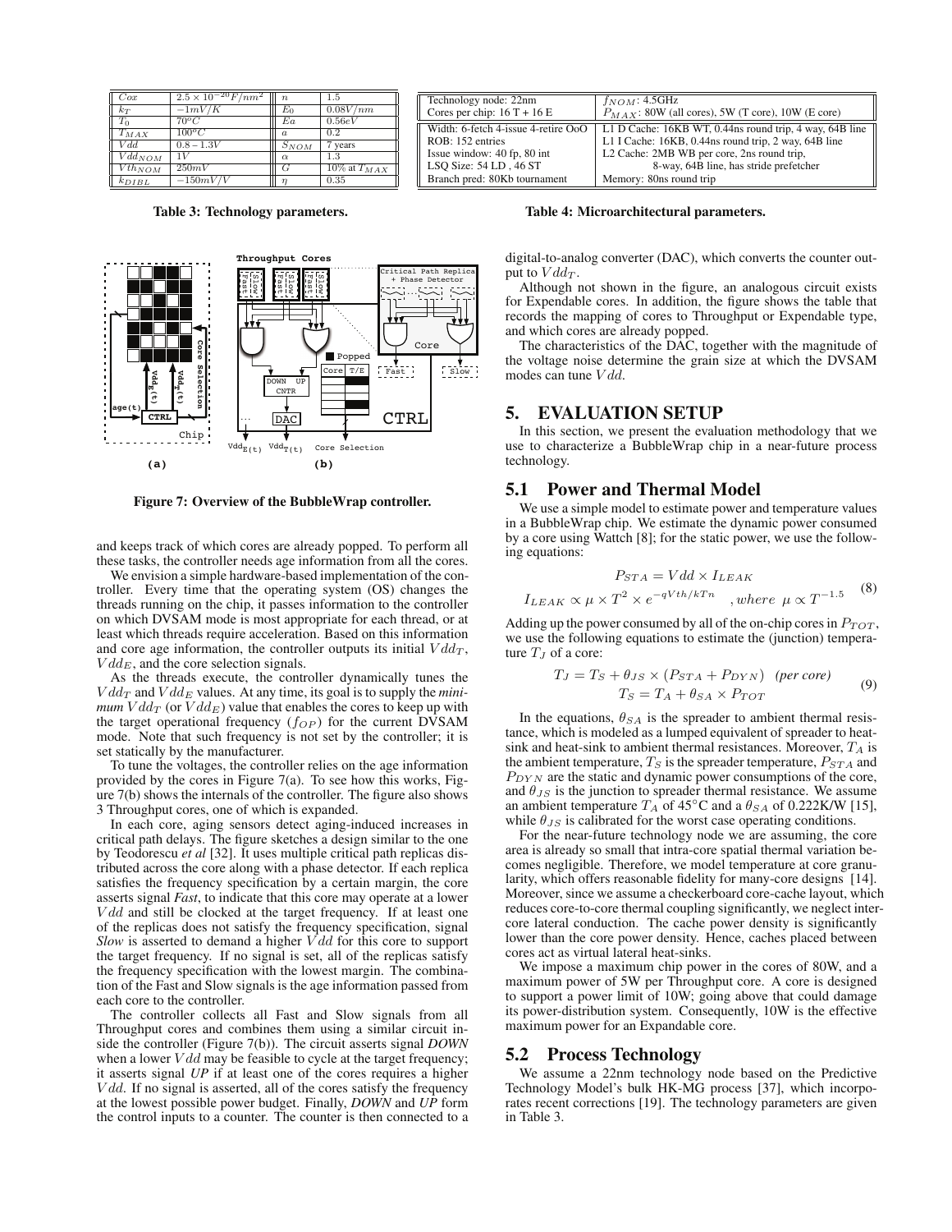| $Cox$ | $2.5 \times 10^{-20} F/nm^2$ | $n$ | 1.5 |
|---|---|---|---|
| $k_T$ | $-1mV/K$ | $E_0$ | $0.08V/nm$ |
| $T_0$ | $70^oC$ | $Ea$ | $0.56eV$ |
| $T_{MAX}$ | $100^oC$ | $a$ | 0.2 |
| $Vdd$ | $0.8 - 1.3V$ | $S_{NOM}$ | 7 years |
| $Vdd_{NOM}$ | $1V$ | $\alpha$ | 1.3 |
| $Vth_{NOM}$ | $250mV$ | $G$ | 10% at $T_{MAX}$ |
| $k_{DIBL}$ | $-150mV/V$ | $\eta$ | 0.35 |

**Table 3: Technology parameters.**

| Technology node: 22nm<br>Cores per chip: 16 T + 16 E | $f_{NOM}$: 4.5GHz<br>$P_{MAX}$: 80W (all cores), 5W (T core), 10W (E core) |
|---|---|
| Width: 6-fetch 4-issue 4-retire OoO<br>ROB: 152 entries<br>Issue window: 40 fp, 80 int<br>LSQ Size: 54 LD , 46 ST<br>Branch pred: 80Kb tournament | L1 D Cache: 16KB WT, 0.44ns round trip, 4 way, 64B line<br>L1 I Cache: 16KB, 0.44ns round trip, 2 way, 64B line<br>L2 Cache: 2MB WB per core, 2ns round trip, 8-way, 64B line, has stride prefetcher<br>Memory: 80ns round trip |

**Table 4: Microarchitectural parameters.**

**Figure 7: Overview of the BubbleWrap controller.**

and keeps track of which cores are already popped. To perform all these tasks, the controller needs age information from all the cores.

We envision a simple hardware-based implementation of the controller. Every time that the operating system (OS) changes the threads running on the chip, it passes information to the controller on which DVSAM mode is most appropriate for each thread, or at least which threads require acceleration. Based on this information and core age information, the controller outputs its initial $Vdd_T$, $Vdd_E$, and the core selection signals.

As the threads execute, the controller dynamically tunes the $Vdd_T$ and $Vdd_E$ values. At any time, its goal is to supply the *minimum* $Vdd_T$ (or $Vdd_E$) value that enables the cores to keep up with the target operational frequency ($f_{OP}$) for the current DVSAM mode. Note that such frequency is not set by the controller; it is set statically by the manufacturer.

To tune the voltages, the controller relies on the age information provided by the cores in Figure 7(a). To see how this works, Figure 7(b) shows the internals of the controller. The figure also shows 3 Throughput cores, one of which is expanded.

In each core, aging sensors detect aging-induced increases in critical path delays. The figure sketches a design similar to the one by Teodorescu *et al* [32]. It uses multiple critical path replicas distributed across the core along with a phase detector. If each replica satisfies the frequency specification by a certain margin, the core asserts signal *Fast*, to indicate that this core may operate at a lower $Vdd$ and still be clocked at the target frequency. If at least one of the replicas does not satisfy the frequency specification, signal *Slow* is asserted to demand a higher $Vdd$ for this core to support the target frequency. If no signal is set, all of the replicas satisfy the frequency specification with the lowest margin. The combination of the Fast and Slow signals is the age information passed from each core to the controller.

The controller collects all Fast and Slow signals from all Throughput cores and combines them using a similar circuit inside the controller (Figure 7(b)). The circuit asserts signal *DOWN* when a lower $Vdd$ may be feasible to cycle at the target frequency; it asserts signal *UP* if at least one of the cores requires a higher $Vdd$. If no signal is asserted, all of the cores satisfy the frequency at the lowest possible power budget. Finally, *DOWN* and *UP* form the control inputs to a counter. The counter is then connected to a digital-to-analog converter (DAC), which converts the counter output to $Vdd_T$.

Although not shown in the figure, an analogous circuit exists for Expendable cores. In addition, the figure shows the table that records the mapping of cores to Throughput or Expendable type, and which cores are already popped.

The characteristics of the DAC, together with the magnitude of the voltage noise determine the grain size at which the DVSAM modes can tune $Vdd$.

# 5. EVALUATION SETUP

In this section, we present the evaluation methodology that we use to characterize a BubbleWrap chip in a near-future process technology.

## 5.1 Power and Thermal Model

We use a simple model to estimate power and temperature values in a BubbleWrap chip. We estimate the dynamic power consumed by a core using Wattch [8]; for the static power, we use the following equations:

$$P_{STA} = Vdd \times I_{LEAK}$$
$$I_{LEAK} \propto \mu \times T^2 \times e^{-qVth/kTn} \quad , where \;\; \mu \propto T^{-1.5} \tag{8}$$

Adding up the power consumed by all of the on-chip cores in $P_{TOT}$, we use the following equations to estimate the (junction) temperature $T_J$ of a core:

$$T_J = T_S + \theta_{JS} \times (P_{STA} + P_{DYN}) \;\; \textit{(per core)}$$
$$T_S = T_A + \theta_{SA} \times P_{TOT} \tag{9}$$

In the equations, $\theta_{SA}$ is the spreader to ambient thermal resistance, which is modeled as a lumped equivalent of spreader to heatsink and heat-sink to ambient thermal resistances. Moreover, $T_A$ is the ambient temperature, $T_S$ is the spreader temperature, $P_{STA}$ and $P_{DYN}$ are the static and dynamic power consumptions of the core, and $\theta_{JS}$ is the junction to spreader thermal resistance. We assume an ambient temperature $T_A$ of 45°C and a $\theta_{SA}$ of 0.222K/W [15], while $\theta_{JS}$ is calibrated for the worst case operating conditions.

For the near-future technology node we are assuming, the core area is already so small that intra-core spatial thermal variation becomes negligible. Therefore, we model temperature at core granularity, which offers reasonable fidelity for many-core designs [14]. Moreover, since we assume a checkerboard core-cache layout, which reduces core-to-core thermal coupling significantly, we neglect intercore lateral conduction. The cache power density is significantly lower than the core power density. Hence, caches placed between cores act as virtual lateral heat-sinks.

We impose a maximum chip power in the cores of 80W, and a maximum power of 5W per Throughput core. A core is designed to support a power limit of 10W; going above that could damage its power-distribution system. Consequently, 10W is the effective maximum power for an Expandable core.

## 5.2 Process Technology

We assume a 22nm technology node based on the Predictive Technology Model's bulk HK-MG process [37], which incorporates recent corrections [19]. The technology parameters are given in Table 3.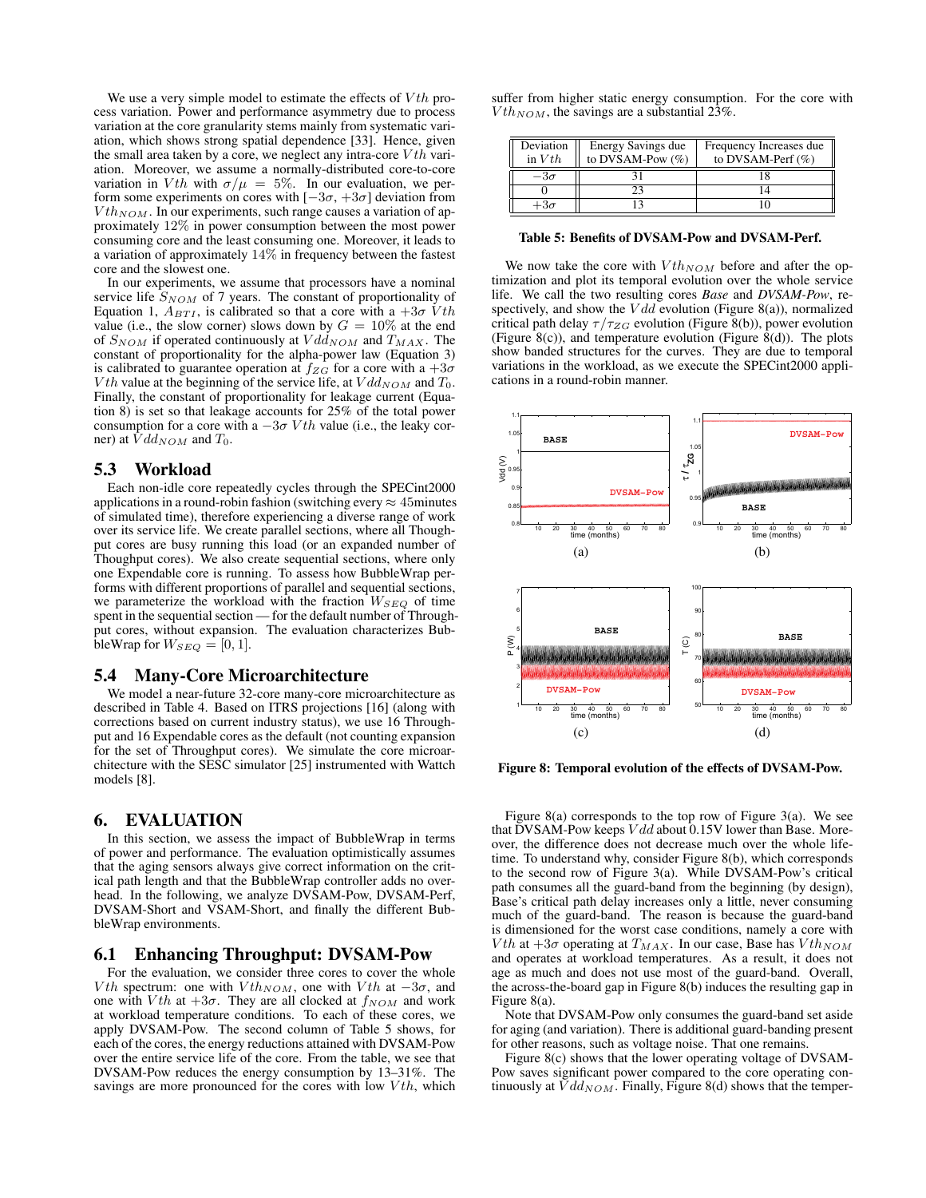We use a very simple model to estimate the effects of $Vth$ process variation. Power and performance asymmetry due to process variation at the core granularity stems mainly from systematic variation, which shows strong spatial dependence [33]. Hence, given the small area taken by a core, we neglect any intra-core $Vth$ variation. Moreover, we assume a normally-distributed core-to-core variation in $Vth$ with $\sigma/\mu = 5\%$. In our evaluation, we perform some experiments on cores with $[-3\sigma, +3\sigma]$ deviation from $Vth_{NOM}$. In our experiments, such range causes a variation of approximately 12% in power consumption between the most power consuming core and the least consuming one. Moreover, it leads to a variation of approximately 14% in frequency between the fastest core and the slowest one.

In our experiments, we assume that processors have a nominal service life $S_{NOM}$ of 7 years. The constant of proportionality of Equation 1, $A_{BTI}$, is calibrated so that a core with a $+3\sigma$ $Vth$ value (i.e., the slow corner) slows down by $G = 10\%$ at the end of $S_{NOM}$ if operated continuously at $Vdd_{NOM}$ and $T_{MAX}$. The constant of proportionality for the alpha-power law (Equation 3) is calibrated to guarantee operation at $f_{ZG}$ for a core with a $+3\sigma$ $Vth$ value at the beginning of the service life, at $Vdd_{NOM}$ and $T_0$. Finally, the constant of proportionality for leakage current (Equation 8) is set so that leakage accounts for 25% of the total power consumption for a core with a $-3\sigma$ $Vth$ value (i.e., the leaky corner) at $Vdd_{NOM}$ and $T_0$.

## 5.3 Workload

Each non-idle core repeatedly cycles through the SPECint2000 applications in a round-robin fashion (switching every ≈ 45minutes of simulated time), therefore experiencing a diverse range of work over its service life. We create parallel sections, where all Throughput cores are busy running this load (or an expanded number of Thoughput cores). We also create sequential sections, where only one Expendable core is running. To assess how BubbleWrap performs with different proportions of parallel and sequential sections, we parameterize the workload with the fraction $W_{SEQ}$ of time spent in the sequential section — for the default number of Throughput cores, without expansion. The evaluation characterizes BubbleWrap for $W_{SEQ} = [0, 1]$.

## 5.4 Many-Core Microarchitecture

We model a near-future 32-core many-core microarchitecture as described in Table 4. Based on ITRS projections [16] (along with corrections based on current industry status), we use 16 Throughput and 16 Expendable cores as the default (not counting expansion for the set of Throughput cores). We simulate the core microarchitecture with the SESC simulator [25] instrumented with Wattch models [8].

# 6. EVALUATION

In this section, we assess the impact of BubbleWrap in terms of power and performance. The evaluation optimistically assumes that the aging sensors always give correct information on the critical path length and that the BubbleWrap controller adds no overhead. In the following, we analyze DVSAM-Pow, DVSAM-Perf, DVSAM-Short and VSAM-Short, and finally the different BubbleWrap environments.

## 6.1 Enhancing Throughput: DVSAM-Pow

For the evaluation, we consider three cores to cover the whole $Vth$ spectrum: one with $Vth_{NOM}$, one with $Vth$ at $-3\sigma$, and one with $Vth$ at $+3\sigma$. They are all clocked at $f_{NOM}$ and work at workload temperature conditions. To each of these cores, we apply DVSAM-Pow. The second column of Table 5 shows, for each of the cores, the energy reductions attained with DVSAM-Pow over the entire service life of the core. From the table, we see that DVSAM-Pow reduces the energy consumption by 13–31%. The savings are more pronounced for the cores with low $Vth$, which suffer from higher static energy consumption. For the core with $Vth_{NOM}$, the savings are a substantial 23%.

| Deviation in $Vth$ | Energy Savings due to DVSAM-Pow (%) | Frequency Increases due to DVSAM-Perf (%) |
|---|---|---|
| $-3\sigma$ | 31 | 18 |
| 0 | 23 | 14 |
| $+3\sigma$ | 13 | 10 |

**Table 5: Benefits of DVSAM-Pow and DVSAM-Perf.**

We now take the core with $Vth_{NOM}$ before and after the optimization and plot its temporal evolution over the whole service life. We call the two resulting cores *Base* and *DVSAM-Pow*, respectively, and show the $Vdd$ evolution (Figure 8(a)), normalized critical path delay $\tau/\tau_{ZG}$ evolution (Figure 8(b)), power evolution (Figure 8(c)), and temperature evolution (Figure 8(d)). The plots show banded structures for the curves. They are due to temporal variations in the workload, as we execute the SPECint2000 applications in a round-robin manner.

**Figure 8: Temporal evolution of the effects of DVSAM-Pow.**

Figure 8(a) corresponds to the top row of Figure 3(a). We see that DVSAM-Pow keeps $Vdd$ about 0.15V lower than Base. Moreover, the difference does not decrease much over the whole lifetime. To understand why, consider Figure 8(b), which corresponds to the second row of Figure 3(a). While DVSAM-Pow's critical path consumes all the guard-band from the beginning (by design), Base's critical path delay increases only a little, never consuming much of the guard-band. The reason is because the guard-band is dimensioned for the worst case conditions, namely a core with $Vth$ at $+3\sigma$ operating at $T_{MAX}$. In our case, Base has $Vth_{NOM}$ and operates at workload temperatures. As a result, it does not age as much and does not use most of the guard-band. Overall, the across-the-board gap in Figure 8(b) induces the resulting gap in Figure 8(a).

Note that DVSAM-Pow only consumes the guard-band set aside for aging (and variation). There is additional guard-banding present for other reasons, such as voltage noise. That one remains.

Figure 8(c) shows that the lower operating voltage of DVSAM-Pow saves significant power compared to the core operating continuously at $Vdd_{NOM}$. Finally, Figure 8(d) shows that the temper-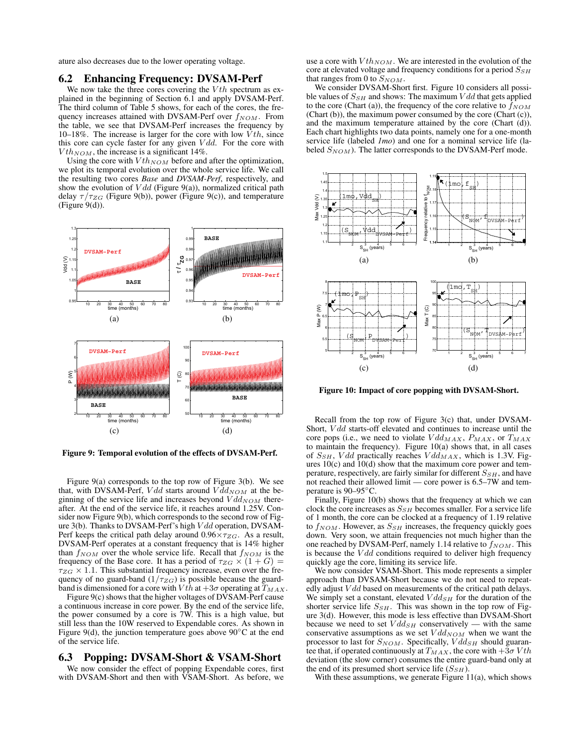ature also decreases due to the lower operating voltage.

## 6.2 Enhancing Frequency: DVSAM-Perf

We now take the three cores covering the $Vth$ spectrum as explained in the beginning of Section 6.1 and apply DVSAM-Perf. The third column of Table 5 shows, for each of the cores, the frequency increases attained with DVSAM-Perf over $f_{NOM}$. From the table, we see that DVSAM-Perf increases the frequency by 10–18%. The increase is larger for the core with low $Vth$, since this core can cycle faster for any given $Vdd$. For the core with $Vth_{NOM}$, the increase is a significant 14%.

Using the core with $Vth_{NOM}$ before and after the optimization, we plot its temporal evolution over the whole service life. We call the resulting two cores *Base* and *DVSAM-Perf*, respectively, and show the evolution of $Vdd$ (Figure 9(a)), normalized critical path delay $\tau/\tau_{ZG}$ (Figure 9(b)), power (Figure 9(c)), and temperature (Figure 9(d)).

Figure 9: Temporal evolution of the effects of DVSAM-Perf.

Figure 9(a) corresponds to the top row of Figure 3(b). We see that, with DVSAM-Perf, $Vdd$ starts around $Vdd_{NOM}$ at the beginning of the service life and increases beyond $Vdd_{NOM}$ thereafter. At the end of the service life, it reaches around 1.25V. Consider now Figure 9(b), which corresponds to the second row of Figure 3(b). Thanks to DVSAM-Perf's high $Vdd$ operation, DVSAM-Perf keeps the critical path delay around $0.96\times\tau_{ZG}$. As a result, DVSAM-Perf operates at a constant frequency that is 14% higher than $f_{NOM}$ over the whole service life. Recall that $f_{NOM}$ is the frequency of the Base core. It has a period of $\tau_{ZG} \times (1+G) = \tau_{ZG} \times 1.1$. This substantial frequency increase, even over the frequency of no guard-band ($1/\tau_{ZG}$) is possible because the guard-band is dimensioned for a core with $Vth$ at $+3\sigma$ operating at $T_{MAX}$.

Figure 9(c) shows that the higher voltages of DVSAM-Perf cause a continuous increase in core power. By the end of the service life, the power consumed by a core is 7W. This is a high value, but still less than the 10W reserved to Expendable cores. As shown in Figure 9(d), the junction temperature goes above 90°C at the end of the service life.

## 6.3 Popping: DVSAM-Short & VSAM-Short

We now consider the effect of popping Expendable cores, first with DVSAM-Short and then with VSAM-Short. As before, we use a core with $Vth_{NOM}$. We are interested in the evolution of the core at elevated voltage and frequency conditions for a period $S_{SH}$ that ranges from 0 to $S_{NOM}$.

We consider DVSAM-Short first. Figure 10 considers all possible values of $S_{SH}$ and shows: The maximum $Vdd$ that gets applied to the core (Chart (a)), the frequency of the core relative to $f_{NOM}$ (Chart (b)), the maximum power consumed by the core (Chart (c)), and the maximum temperature attained by the core (Chart (d)). Each chart highlights two data points, namely one for a one-month service life (labeled *1mo*) and one for a nominal service life (labeled $S_{NOM}$). The latter corresponds to the DVSAM-Perf mode.

Figure 10: Impact of core popping with DVSAM-Short.

Recall from the top row of Figure 3(c) that, under DVSAM-Short, $Vdd$ starts-off elevated and continues to increase until the core pops (i.e., we need to violate $Vdd_{MAX}$, $P_{MAX}$, or $T_{MAX}$ to maintain the frequency). Figure 10(a) shows that, in all cases of $S_{SH}$, $Vdd$ practically reaches $Vdd_{MAX}$, which is 1.3V. Figures 10(c) and 10(d) show that the maximum core power and temperature, respectively, are fairly similar for different $S_{SH}$, and have not reached their allowed limit — core power is 6.5–7W and temperature is 90–95°C.

Finally, Figure 10(b) shows that the frequency at which we can clock the core increases as $S_{SH}$ becomes smaller. For a service life of 1 month, the core can be clocked at a frequency of 1.19 relative to $f_{NOM}$. However, as $S_{SH}$ increases, the frequency quickly goes down. Very soon, we attain frequencies not much higher than the one reached by DVSAM-Perf, namely 1.14 relative to $f_{NOM}$. This is because the $Vdd$ conditions required to deliver high frequency quickly age the core, limiting its service life.

We now consider VSAM-Short. This mode represents a simpler approach than DVSAM-Short because we do not need to repeatedly adjust $Vdd$ based on measurements of the critical path delays. We simply set a constant, elevated $Vdd_{SH}$ for the duration of the shorter service life $S_{SH}$. This was shown in the top row of Figure 3(d). However, this mode is less effective than DVSAM-Short because we need to set $Vdd_{SH}$ conservatively — with the same conservative assumptions as we set $Vdd_{NOM}$ when we want the processor to last for $S_{NOM}$. Specifically, $Vdd_{SH}$ should guarantee that, if operated continuously at $T_{MAX}$, the core with $+3\sigma$ $Vth$ deviation (the slow corner) consumes the entire guard-band only at the end of its presumed short service life ($S_{SH}$).

With these assumptions, we generate Figure 11(a), which shows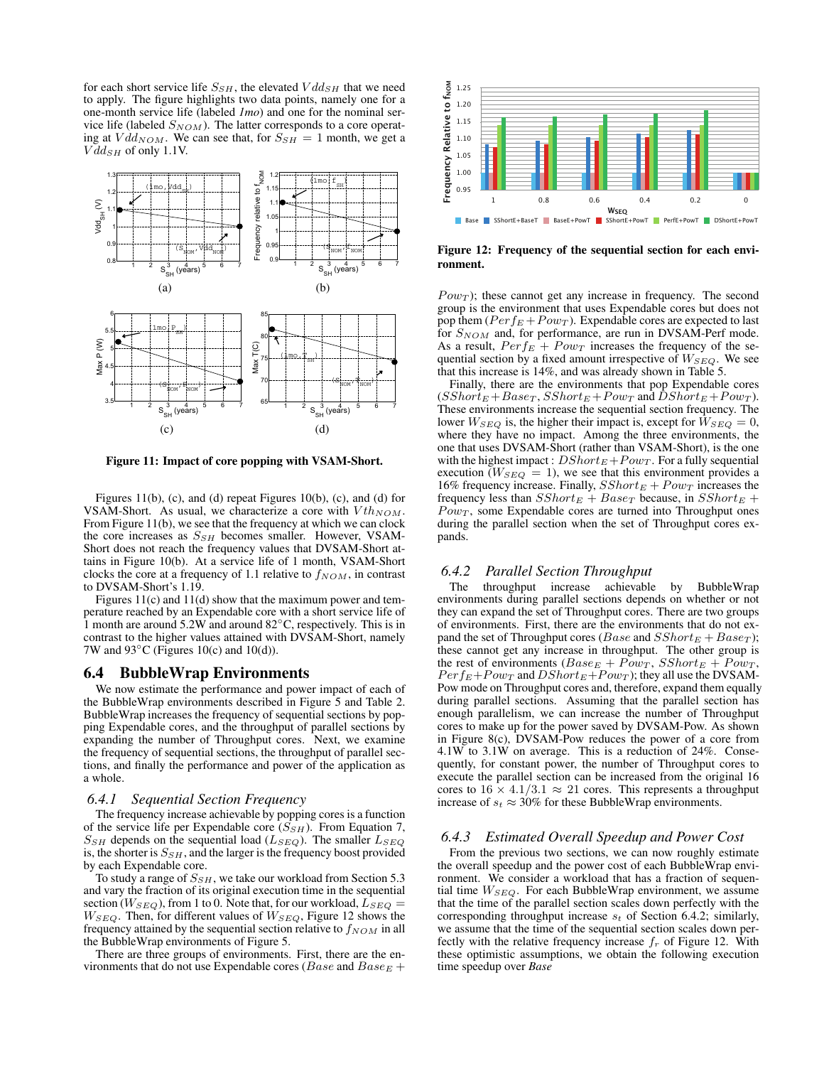for each short service life $S_{SH}$, the elevated $Vdd_{SH}$ that we need to apply. The figure highlights two data points, namely one for a one-month service life (labeled *1mo*) and one for the nominal service life (labeled $S_{NOM}$). The latter corresponds to a core operating at $Vdd_{NOM}$. We can see that, for $S_{SH} = 1$ month, we get a $Vdd_{SH}$ of only 1.1V.

Figure 11: Impact of core popping with VSAM-Short.

Figures 11(b), (c), and (d) repeat Figures 10(b), (c), and (d) for VSAM-Short. As usual, we characterize a core with $Vth_{NOM}$. From Figure 11(b), we see that the frequency at which we can clock the core increases as $S_{SH}$ becomes smaller. However, VSAM-Short does not reach the frequency values that DVSAM-Short attains in Figure 10(b). At a service life of 1 month, VSAM-Short clocks the core at a frequency of 1.1 relative to $f_{NOM}$, in contrast to DVSAM-Short's 1.19.

Figures 11(c) and 11(d) show that the maximum power and temperature reached by an Expendable core with a short service life of 1 month are around 5.2W and around 82°C, respectively. This is in contrast to the higher values attained with DVSAM-Short, namely 7W and 93°C (Figures 10(c) and 10(d)).

## 6.4 BubbleWrap Environments

We now estimate the performance and power impact of each of the BubbleWrap environments described in Figure 5 and Table 2. BubbleWrap increases the frequency of sequential sections by popping Expendable cores, and the throughput of parallel sections by expanding the number of Throughput cores. Next, we examine the frequency of sequential sections, the throughput of parallel sections, and finally the performance and power of the application as a whole.

### 6.4.1 Sequential Section Frequency

The frequency increase achievable by popping cores is a function of the service life per Expendable core ($S_{SH}$). From Equation 7, $S_{SH}$ depends on the sequential load ($L_{SEQ}$). The smaller $L_{SEQ}$ is, the shorter is $S_{SH}$, and the larger is the frequency boost provided by each Expendable core.

To study a range of $S_{SH}$, we take our workload from Section 5.3 and vary the fraction of its original execution time in the sequential section ($W_{SEQ}$), from 1 to 0. Note that, for our workload, $L_{SEQ} = W_{SEQ}$. Then, for different values of $W_{SEQ}$, Figure 12 shows the frequency attained by the sequential section relative to $f_{NOM}$ in all the BubbleWrap environments of Figure 5.

There are three groups of environments. First, there are the environments that do not use Expendable cores ($Base$ and $Base_E + Pow_T$); these cannot get any increase in frequency. The second group is the environment that uses Expendable cores but does not pop them ($Perf_E + Pow_T$). Expendable cores are expected to last for $S_{NOM}$ and, for performance, are run in DVSAM-Perf mode. As a result, $Perf_E + Pow_T$ increases the frequency of the sequential section by a fixed amount irrespective of $W_{SEQ}$. We see that this increase is 14%, and was already shown in Table 5.

Figure 12: Frequency of the sequential section for each environment.

Finally, there are the environments that pop Expendable cores ($SShort_E + Base_T$, $SShort_E + Pow_T$ and $DShort_E + Pow_T$). These environments increase the sequential section frequency. The lower $W_{SEQ}$ is, the higher their impact is, except for $W_{SEQ} = 0$, where they have no impact. Among the three environments, the one that uses DVSAM-Short (rather than VSAM-Short), is the one with the highest impact : $DShort_E + Pow_T$. For a fully sequential execution ($W_{SEQ} = 1$), we see that this environment provides a 16% frequency increase. Finally, $SShort_E + Pow_T$ increases the frequency less than $SShort_E + Base_T$ because, in $SShort_E + Pow_T$, some Expendable cores are turned into Throughput ones during the parallel section when the set of Throughput cores expands.

### 6.4.2 Parallel Section Throughput

The throughput increase achievable by BubbleWrap environments during parallel sections depends on whether or not they can expand the set of Throughput cores. There are two groups of environments. First, there are the environments that do not expand the set of Throughput cores ($Base$ and $SShort_E + Base_T$); these cannot get any increase in throughput. The other group is the rest of environments ($Base_E + Pow_T$, $SShort_E + Pow_T$, $Perf_E + Pow_T$ and $DShort_E + Pow_T$); they all use the DVSAM-Pow mode on Throughput cores and, therefore, expand them equally during parallel sections. Assuming that the parallel section has enough parallelism, we can increase the number of Throughput cores to make up for the power saved by DVSAM-Pow. As shown in Figure 8(c), DVSAM-Pow reduces the power of a core from 4.1W to 3.1W on average. This is a reduction of 24%. Consequently, for constant power, the number of Throughput cores to execute the parallel section can be increased from the original 16 cores to $16 \times 4.1/3.1 \approx 21$ cores. This represents a throughput increase of $s_t \approx 30\%$ for these BubbleWrap environments.

### 6.4.3 Estimated Overall Speedup and Power Cost

From the previous two sections, we can now roughly estimate the overall speedup and the power cost of each BubbleWrap environment. We consider a workload that has a fraction of sequential time $W_{SEQ}$. For each BubbleWrap environment, we assume that the time of the parallel section scales down perfectly with the corresponding throughput increase $s_t$ of Section 6.4.2; similarly, we assume that the time of the sequential section scales down perfectly with the relative frequency increase $f_r$ of Figure 12. With these optimistic assumptions, we obtain the following execution time speedup over *Base*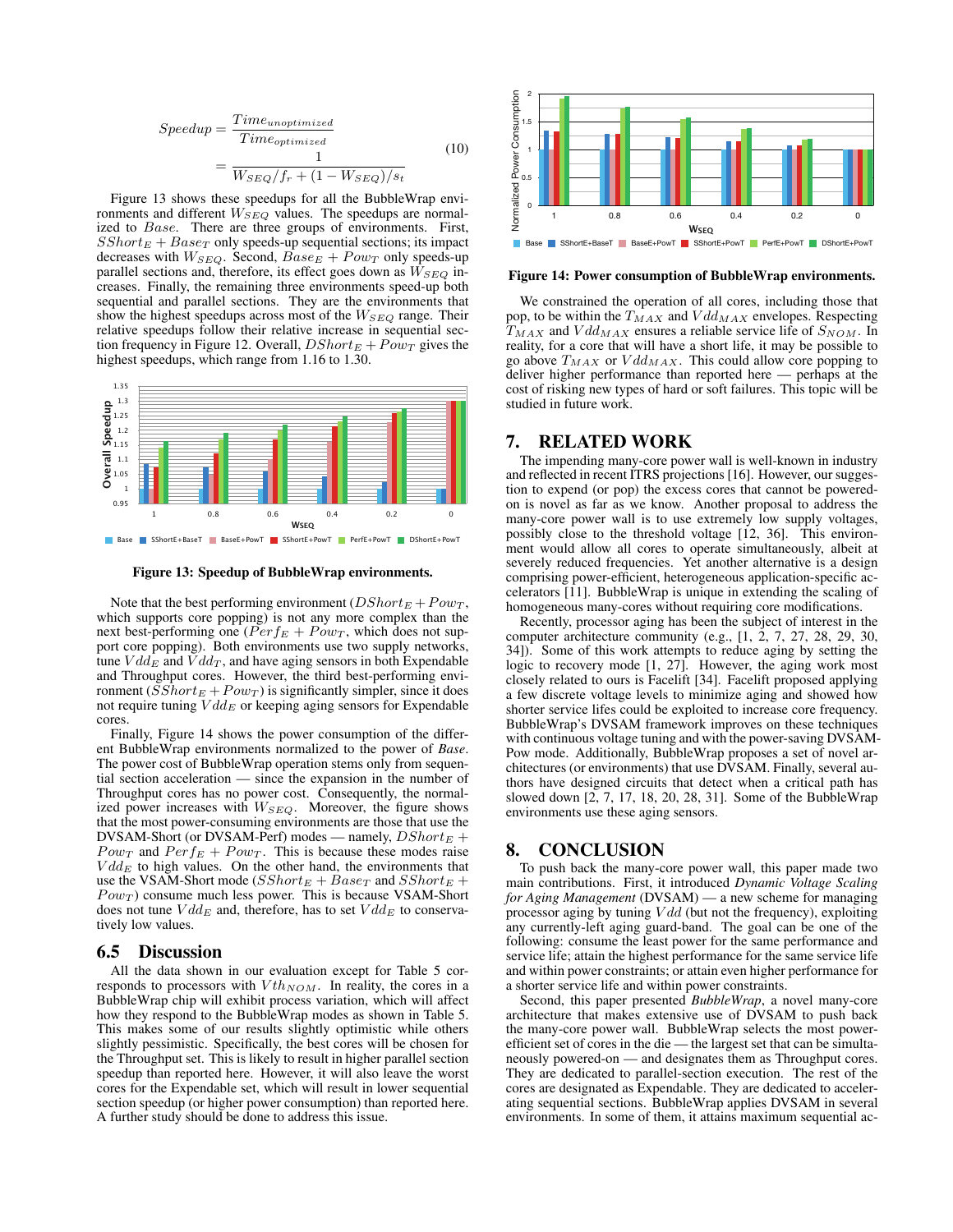$$Speedup = \frac{Time_{unoptimized}}{Time_{optimized}} = \frac{1}{W_{SEQ}/f_r + (1 - W_{SEQ})/s_t} \quad (10)$$

Figure 13 shows these speedups for all the BubbleWrap environments and different $W_{SEQ}$ values. The speedups are normalized to $Base$. There are three groups of environments. First, $SShort_E + Base_T$ only speeds-up sequential sections; its impact decreases with $W_{SEQ}$. Second, $Base_E + Pow_T$ only speeds-up parallel sections and, therefore, its effect goes down as $W_{SEQ}$ increases. Finally, the remaining three environments speed-up both sequential and parallel sections. They are the environments that show the highest speedups across most of the $W_{SEQ}$ range. Their relative speedups follow their relative increase in sequential section frequency in Figure 12. Overall, $DShort_E + Pow_T$ gives the highest speedups, which range from 1.16 to 1.30.

**Figure 13: Speedup of BubbleWrap environments.**

Note that the best performing environment ($DShort_E + Pow_T$, which supports core popping) is not any more complex than the next best-performing one ($Perf_E + Pow_T$, which does not support core popping). Both environments use two supply networks, tune $Vdd_E$ and $Vdd_T$, and have aging sensors in both Expendable and Throughput cores. However, the third best-performing environment ($SShort_E + Pow_T$) is significantly simpler, since it does not require tuning $Vdd_E$ or keeping aging sensors for Expendable cores.

Finally, Figure 14 shows the power consumption of the different BubbleWrap environments normalized to the power of *Base*. The power cost of BubbleWrap operation stems only from sequential section acceleration — since the expansion in the number of Throughput cores has no power cost. Consequently, the normalized power increases with $W_{SEQ}$. Moreover, the figure shows that the most power-consuming environments are those that use the DVSAM-Short (or DVSAM-Perf) modes — namely, $DShort_E + Pow_T$ and $Perf_E + Pow_T$. This is because these modes raise $Vdd_E$ to high values. On the other hand, the environments that use the VSAM-Short mode ($SShort_E + Base_T$ and $SShort_E + Pow_T$) consume much less power. This is because VSAM-Short does not tune $Vdd_E$ and, therefore, has to set $Vdd_E$ to conservatively low values.

### 6.5 Discussion

All the data shown in our evaluation except for Table 5 corresponds to processors with $Vth_{NOM}$. In reality, the cores in a BubbleWrap chip will exhibit process variation, which will affect how they respond to the BubbleWrap modes as shown in Table 5. This makes some of our results slightly optimistic while others slightly pessimistic. Specifically, the best cores will be chosen for the Throughput set. This is likely to result in higher parallel section speedup than reported here. However, it will also leave the worst cores for the Expendable set, which will result in lower sequential section speedup (or higher power consumption) than reported here. A further study should be done to address this issue.

**Figure 14: Power consumption of BubbleWrap environments.**

We constrained the operation of all cores, including those that pop, to be within the $T_{MAX}$ and $Vdd_{MAX}$ envelopes. Respecting $T_{MAX}$ and $Vdd_{MAX}$ ensures a reliable service life of $S_{NOM}$. In reality, for a core that will have a short life, it may be possible to go above $T_{MAX}$ or $Vdd_{MAX}$. This could allow core popping to deliver higher performance than reported here — perhaps at the cost of risking new types of hard or soft failures. This topic will be studied in future work.

## 7. RELATED WORK

The impending many-core power wall is well-known in industry and reflected in recent ITRS projections [16]. However, our suggestion to expend (or pop) the excess cores that cannot be powered-on is novel as far as we know. Another proposal to address the many-core power wall is to use extremely low supply voltages, possibly close to the threshold voltage [12, 36]. This environment would allow all cores to operate simultaneously, albeit at severely reduced frequencies. Yet another alternative is a design comprising power-efficient, heterogeneous application-specific accelerators [11]. BubbleWrap is unique in extending the scaling of homogeneous many-cores without requiring core modifications.

Recently, processor aging has been the subject of interest in the computer architecture community (e.g., [1, 2, 7, 27, 28, 29, 30, 34]). Some of this work attempts to reduce aging by setting the logic to recovery mode [1, 27]. However, the aging work most closely related to ours is Facelift [34]. Facelift proposed applying a few discrete voltage levels to minimize aging and showed how shorter service lifes could be exploited to increase core frequency. BubbleWrap's DVSAM framework improves on these techniques with continuous voltage tuning and with the power-saving DVSAM-Pow mode. Additionally, BubbleWrap proposes a set of novel architectures (or environments) that use DVSAM. Finally, several authors have designed circuits that detect when a critical path has slowed down [2, 7, 17, 18, 20, 28, 31]. Some of the BubbleWrap environments use these aging sensors.

## 8. CONCLUSION

To push back the many-core power wall, this paper made two main contributions. First, it introduced *Dynamic Voltage Scaling for Aging Management* (DVSAM) — a new scheme for managing processor aging by tuning $Vdd$ (but not the frequency), exploiting any currently-left aging guard-band. The goal can be one of the following: consume the least power for the same performance and service life; attain the highest performance for the same service life and within power constraints; or attain even higher performance for a shorter service life and within power constraints.

Second, this paper presented *BubbleWrap*, a novel many-core architecture that makes extensive use of DVSAM to push back the many-core power wall. BubbleWrap selects the most power-efficient set of cores in the die — the largest set that can be simultaneously powered-on — and designates them as Throughput cores. They are dedicated to parallel-section execution. The rest of the cores are designated as Expendable. They are dedicated to accelerating sequential sections. BubbleWrap applies DVSAM in several environments. In some of them, it attains maximum sequential ac-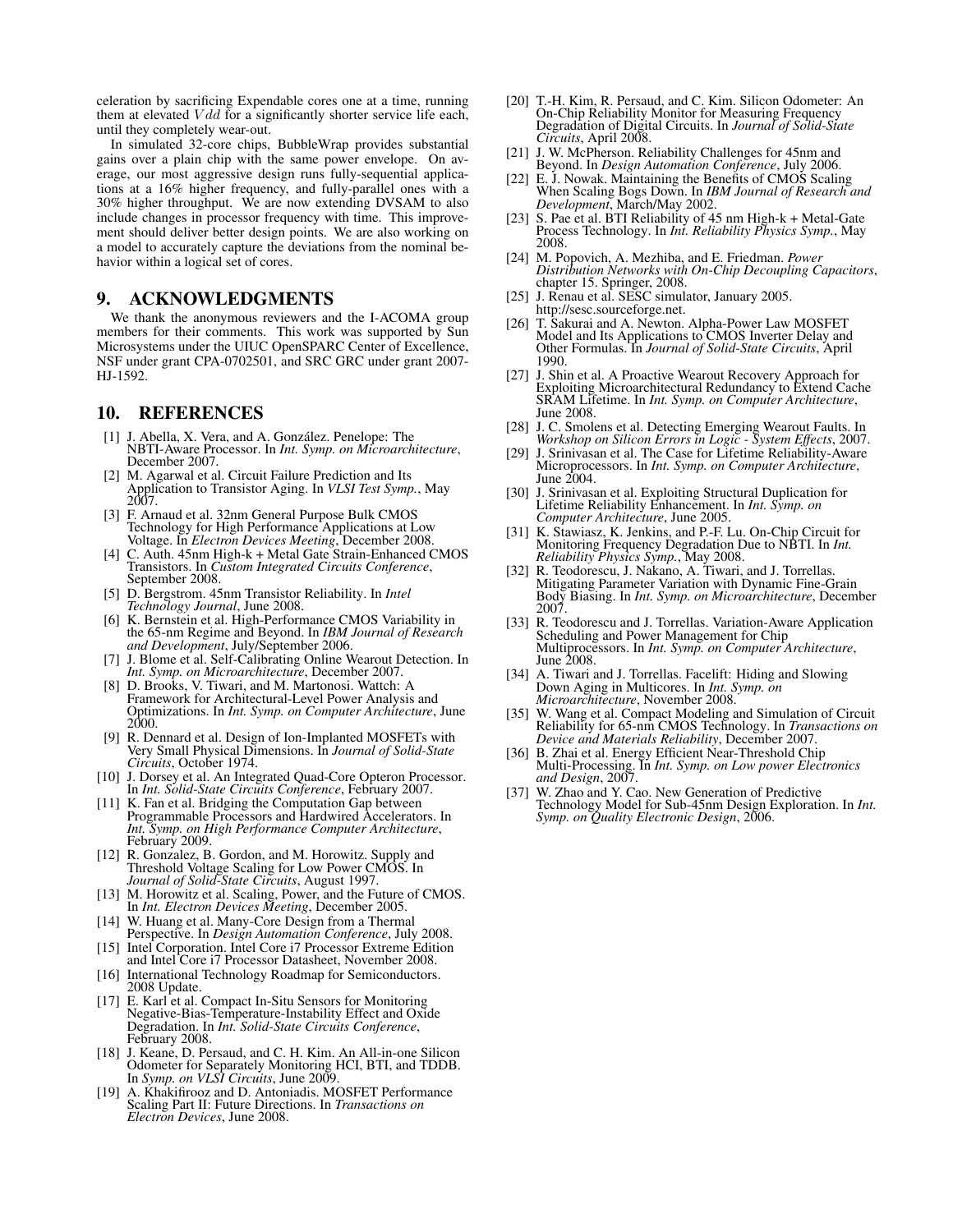celeration by sacrificing Expendable cores one at a time, running them at elevated $Vdd$ for a significantly shorter service life each, until they completely wear-out.

In simulated 32-core chips, BubbleWrap provides substantial gains over a plain chip with the same power envelope. On average, our most aggressive design runs fully-sequential applications at a 16% higher frequency, and fully-parallel ones with a 30% higher throughput. We are now extending DVSAM to also include changes in processor frequency with time. This improvement should deliver better design points. We are also working on a model to accurately capture the deviations from the nominal behavior within a logical set of cores.

## 9. ACKNOWLEDGMENTS

We thank the anonymous reviewers and the I-ACOMA group members for their comments. This work was supported by Sun Microsystems under the UIUC OpenSPARC Center of Excellence, NSF under grant CPA-0702501, and SRC GRC under grant 2007-HJ-1592.

## 10. REFERENCES

[1] J. Abella, X. Vera, and A. González. Penelope: The NBTI-Aware Processor. In *Int. Symp. on Microarchitecture*, December 2007.

[2] M. Agarwal et al. Circuit Failure Prediction and Its Application to Transistor Aging. In *VLSI Test Symp.*, May 2007.

[3] F. Arnaud et al. 32nm General Purpose Bulk CMOS Technology for High Performance Applications at Low Voltage. In *Electron Devices Meeting*, December 2008.

[4] C. Auth. 45nm High-k + Metal Gate Strain-Enhanced CMOS Transistors. In *Custom Integrated Circuits Conference*, September 2008.

[5] D. Bergstrom. 45nm Transistor Reliability. In *Intel Technology Journal*, June 2008.

[6] K. Bernstein et al. High-Performance CMOS Variability in the 65-nm Regime and Beyond. In *IBM Journal of Research and Development*, July/September 2006.

[7] J. Blome et al. Self-Calibrating Online Wearout Detection. In *Int. Symp. on Microarchitecture*, December 2007.

[8] D. Brooks, V. Tiwari, and M. Martonosi. Wattch: A Framework for Architectural-Level Power Analysis and Optimizations. In *Int. Symp. on Computer Architecture*, June 2000.

[9] R. Dennard et al. Design of Ion-Implanted MOSFETs with Very Small Physical Dimensions. In *Journal of Solid-State Circuits*, October 1974.

[10] J. Dorsey et al. An Integrated Quad-Core Opteron Processor. In *Int. Solid-State Circuits Conference*, February 2007.

[11] K. Fan et al. Bridging the Computation Gap between Programmable Processors and Hardwired Accelerators. In *Int. Symp. on High Performance Computer Architecture*, February 2009.

[12] R. Gonzalez, B. Gordon, and M. Horowitz. Supply and Threshold Voltage Scaling for Low Power CMOS. In *Journal of Solid-State Circuits*, August 1997.

[13] M. Horowitz et al. Scaling, Power, and the Future of CMOS. In *Int. Electron Devices Meeting*, December 2005.

[14] W. Huang et al. Many-Core Design from a Thermal Perspective. In *Design Automation Conference*, July 2008.

[15] Intel Corporation. Intel Core i7 Processor Extreme Edition and Intel Core i7 Processor Datasheet, November 2008.

[16] International Technology Roadmap for Semiconductors. 2008 Update.

[17] E. Karl et al. Compact In-Situ Sensors for Monitoring Negative-Bias-Temperature-Instability Effect and Oxide Degradation. In *Int. Solid-State Circuits Conference*, February 2008.

[18] J. Keane, D. Persaud, and C. H. Kim. An All-in-one Silicon Odometer for Separately Monitoring HCI, BTI, and TDDB. In *Symp. on VLSI Circuits*, June 2009.

[19] A. Khakifirooz and D. Antoniadis. MOSFET Performance Scaling Part II: Future Directions. In *Transactions on Electron Devices*, June 2008.

[20] T.-H. Kim, R. Persaud, and C. Kim. Silicon Odometer: An On-Chip Reliability Monitor for Measuring Frequency Degradation of Digital Circuits. In *Journal of Solid-State Circuits*, April 2008.

[21] J. W. McPherson. Reliability Challenges for 45nm and Beyond. In *Design Automation Conference*, July 2006.

[22] E. J. Nowak. Maintaining the Benefits of CMOS Scaling When Scaling Bogs Down. In *IBM Journal of Research and Development*, March/May 2002.

[23] S. Pae et al. BTI Reliability of 45 nm High-k + Metal-Gate Process Technology. In *Int. Reliability Physics Symp.*, May 2008.

[24] M. Popovich, A. Mezhiba, and E. Friedman. *Power Distribution Networks with On-Chip Decoupling Capacitors*, chapter 15. Springer, 2008.

[25] J. Renau et al. SESC simulator, January 2005. http://sesc.sourceforge.net.

[26] T. Sakurai and A. Newton. Alpha-Power Law MOSFET Model and Its Applications to CMOS Inverter Delay and Other Formulas. In *Journal of Solid-State Circuits*, April 1990.

[27] J. Shin et al. A Proactive Wearout Recovery Approach for Exploiting Microarchitectural Redundancy to Extend Cache SRAM Lifetime. In *Int. Symp. on Computer Architecture*, June 2008.

[28] J. C. Smolens et al. Detecting Emerging Wearout Faults. In *Workshop on Silicon Errors in Logic - System Effects*, 2007.

[29] J. Srinivasan et al. The Case for Lifetime Reliability-Aware Microprocessors. In *Int. Symp. on Computer Architecture*, June 2004.

[30] J. Srinivasan et al. Exploiting Structural Duplication for Lifetime Reliability Enhancement. In *Int. Symp. on Computer Architecture*, June 2005.

[31] K. Stawiasz, K. Jenkins, and P.-F. Lu. On-Chip Circuit for Monitoring Frequency Degradation Due to NBTI. In *Int. Reliability Physics Symp.*, May 2008.

[32] R. Teodorescu, J. Nakano, A. Tiwari, and J. Torrellas. Mitigating Parameter Variation with Dynamic Fine-Grain Body Biasing. In *Int. Symp. on Microarchitecture*, December 2007.

[33] R. Teodorescu and J. Torrellas. Variation-Aware Application Scheduling and Power Management for Chip Multiprocessors. In *Int. Symp. on Computer Architecture*, June 2008.

[34] A. Tiwari and J. Torrellas. Facelift: Hiding and Slowing Down Aging in Multicores. In *Int. Symp. on Microarchitecture*, November 2008.

[35] W. Wang et al. Compact Modeling and Simulation of Circuit Reliability for 65-nm CMOS Technology. In *Transactions on Device and Materials Reliability*, December 2007.

[36] B. Zhai et al. Energy Efficient Near-Threshold Chip Multi-Processing. In *Int. Symp. on Low power Electronics and Design*, 2007.

[37] W. Zhao and Y. Cao. New Generation of Predictive Technology Model for Sub-45nm Design Exploration. In *Int. Symp. on Quality Electronic Design*, 2006.